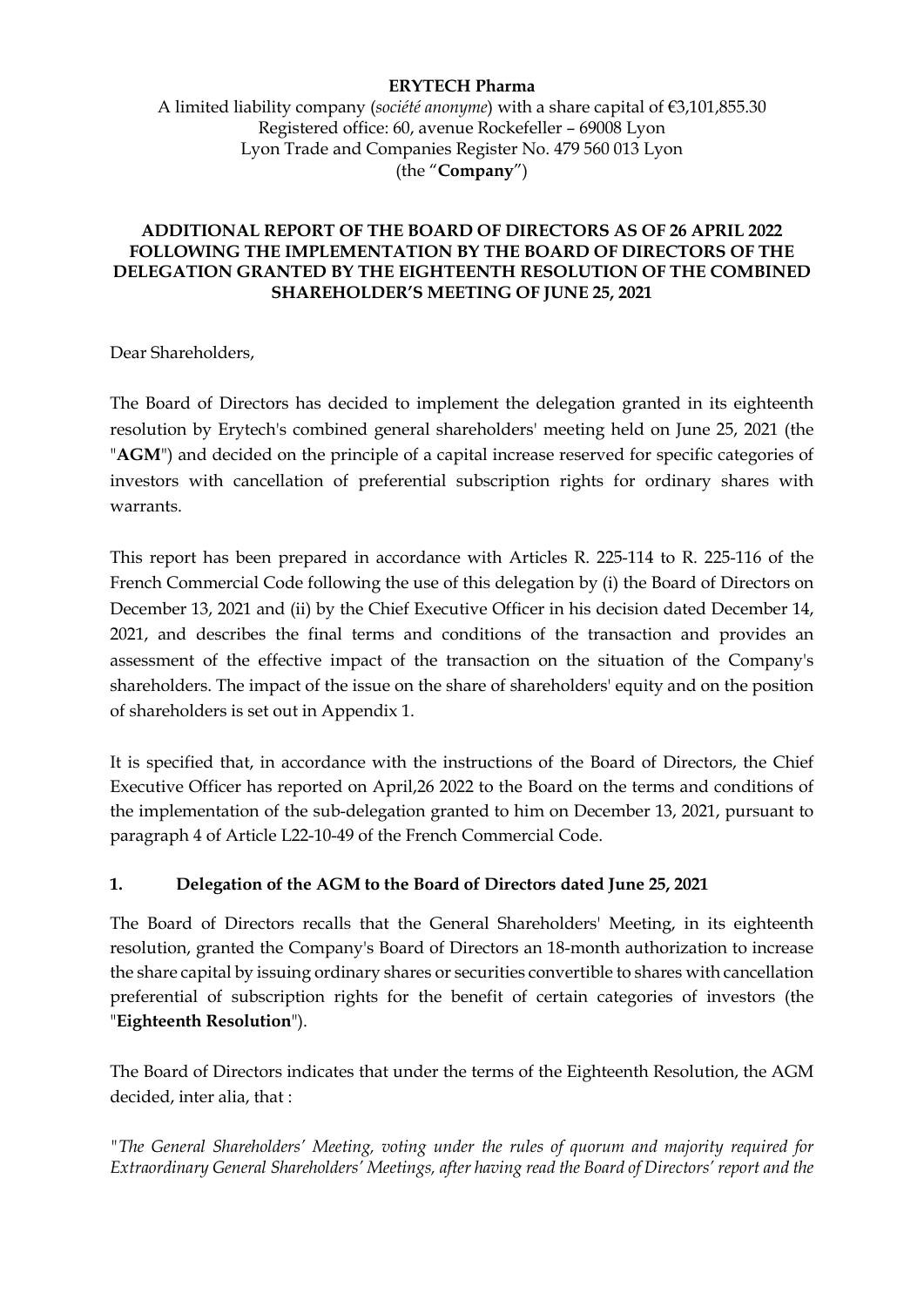**ERYTECH Pharma**

A limited liability company (*société anonyme*) with a share capital of €3,101,855.30
Registered office: 60, avenue Rockefeller – 69008 Lyon
Lyon Trade and Companies Register No. 479 560 013 Lyon
(the "**Company**")

**ADDITIONAL REPORT OF THE BOARD OF DIRECTORS AS OF 26 APRIL 2022 FOLLOWING THE IMPLEMENTATION BY THE BOARD OF DIRECTORS OF THE DELEGATION GRANTED BY THE EIGHTEENTH RESOLUTION OF THE COMBINED SHAREHOLDER'S MEETING OF JUNE 25, 2021**

Dear Shareholders,

The Board of Directors has decided to implement the delegation granted in its eighteenth resolution by Erytech's combined general shareholders' meeting held on June 25, 2021 (the "**AGM**") and decided on the principle of a capital increase reserved for specific categories of investors with cancellation of preferential subscription rights for ordinary shares with warrants.

This report has been prepared in accordance with Articles R. 225-114 to R. 225-116 of the French Commercial Code following the use of this delegation by (i) the Board of Directors on December 13, 2021 and (ii) by the Chief Executive Officer in his decision dated December 14, 2021, and describes the final terms and conditions of the transaction and provides an assessment of the effective impact of the transaction on the situation of the Company's shareholders. The impact of the issue on the share of shareholders' equity and on the position of shareholders is set out in Appendix 1.

It is specified that, in accordance with the instructions of the Board of Directors, the Chief Executive Officer has reported on April,26 2022 to the Board on the terms and conditions of the implementation of the sub-delegation granted to him on December 13, 2021, pursuant to paragraph 4 of Article L22-10-49 of the French Commercial Code.

## 1. Delegation of the AGM to the Board of Directors dated June 25, 2021

The Board of Directors recalls that the General Shareholders' Meeting, in its eighteenth resolution, granted the Company's Board of Directors an 18-month authorization to increase the share capital by issuing ordinary shares or securities convertible to shares with cancellation preferential of subscription rights for the benefit of certain categories of investors (the "**Eighteenth Resolution**").

The Board of Directors indicates that under the terms of the Eighteenth Resolution, the AGM decided, inter alia, that :

"*The General Shareholders' Meeting, voting under the rules of quorum and majority required for Extraordinary General Shareholders' Meetings, after having read the Board of Directors' report and the*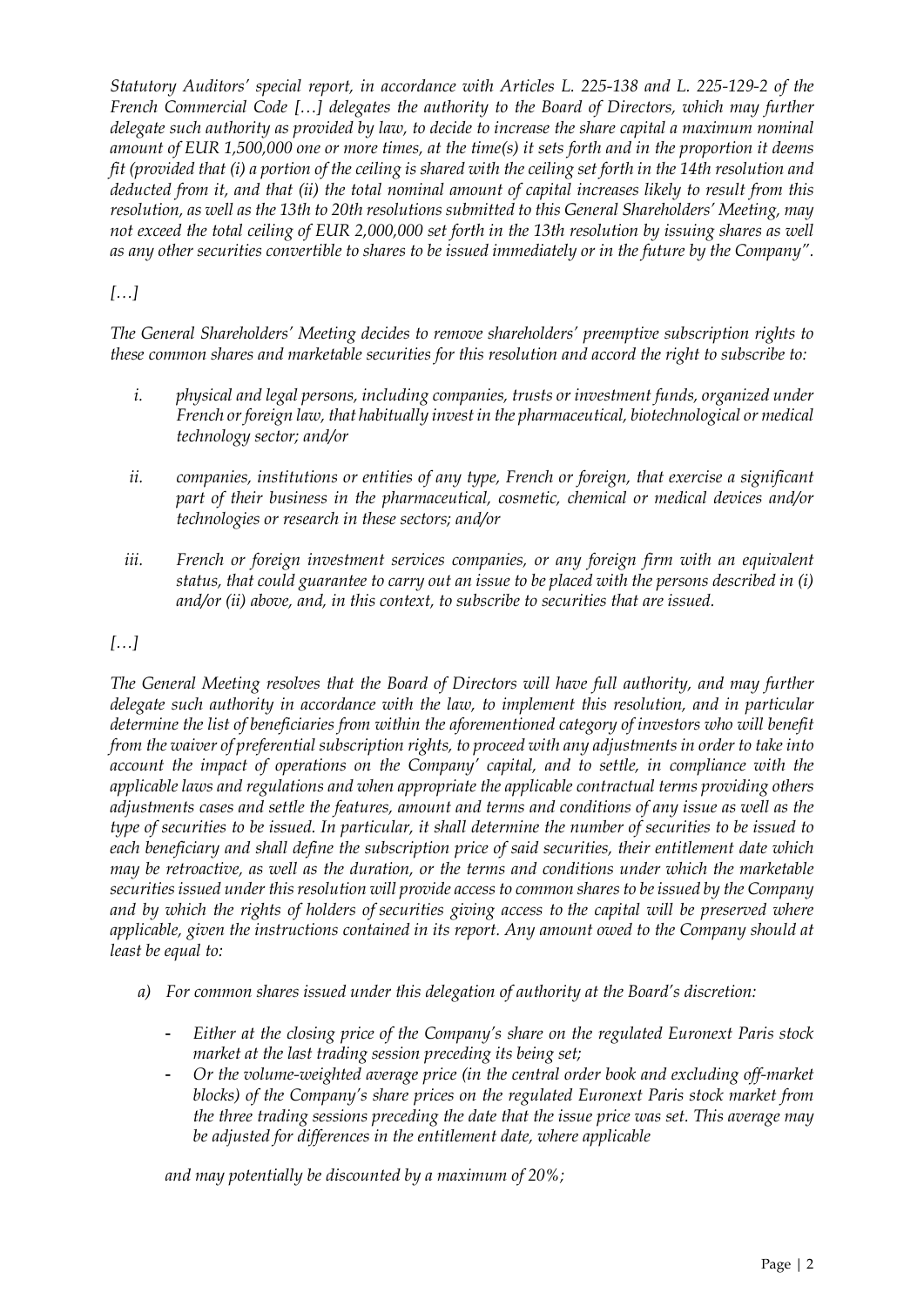*Statutory Auditors' special report, in accordance with Articles L. 225-138 and L. 225-129-2 of the French Commercial Code […] delegates the authority to the Board of Directors, which may further delegate such authority as provided by law, to decide to increase the share capital a maximum nominal amount of EUR 1,500,000 one or more times, at the time(s) it sets forth and in the proportion it deems fit (provided that (i) a portion of the ceiling is shared with the ceiling set forth in the 14th resolution and deducted from it, and that (ii) the total nominal amount of capital increases likely to result from this resolution, as well as the 13th to 20th resolutions submitted to this General Shareholders' Meeting, may not exceed the total ceiling of EUR 2,000,000 set forth in the 13th resolution by issuing shares as well as any other securities convertible to shares to be issued immediately or in the future by the Company".*

*[…]*

*The General Shareholders' Meeting decides to remove shareholders' preemptive subscription rights to these common shares and marketable securities for this resolution and accord the right to subscribe to:*

1. *physical and legal persons, including companies, trusts or investment funds, organized under French or foreign law, that habitually invest in the pharmaceutical, biotechnological or medical technology sector; and/or*
2. *companies, institutions or entities of any type, French or foreign, that exercise a significant part of their business in the pharmaceutical, cosmetic, chemical or medical devices and/or technologies or research in these sectors; and/or*
3. *French or foreign investment services companies, or any foreign firm with an equivalent status, that could guarantee to carry out an issue to be placed with the persons described in (i) and/or (ii) above, and, in this context, to subscribe to securities that are issued.*

*[…]*

*The General Meeting resolves that the Board of Directors will have full authority, and may further delegate such authority in accordance with the law, to implement this resolution, and in particular determine the list of beneficiaries from within the aforementioned category of investors who will benefit from the waiver of preferential subscription rights, to proceed with any adjustments in order to take into account the impact of operations on the Company' capital, and to settle, in compliance with the applicable laws and regulations and when appropriate the applicable contractual terms providing others adjustments cases and settle the features, amount and terms and conditions of any issue as well as the type of securities to be issued. In particular, it shall determine the number of securities to be issued to each beneficiary and shall define the subscription price of said securities, their entitlement date which may be retroactive, as well as the duration, or the terms and conditions under which the marketable securities issued under this resolution will provide access to common shares to be issued by the Company and by which the rights of holders of securities giving access to the capital will be preserved where applicable, given the instructions contained in its report. Any amount owed to the Company should at least be equal to:*

a) *For common shares issued under this delegation of authority at the Board's discretion:*

   - *Either at the closing price of the Company's share on the regulated Euronext Paris stock market at the last trading session preceding its being set;*
   - *Or the volume-weighted average price (in the central order book and excluding off-market blocks) of the Company's share prices on the regulated Euronext Paris stock market from the three trading sessions preceding the date that the issue price was set. This average may be adjusted for differences in the entitlement date, where applicable*

   *and may potentially be discounted by a maximum of 20%;*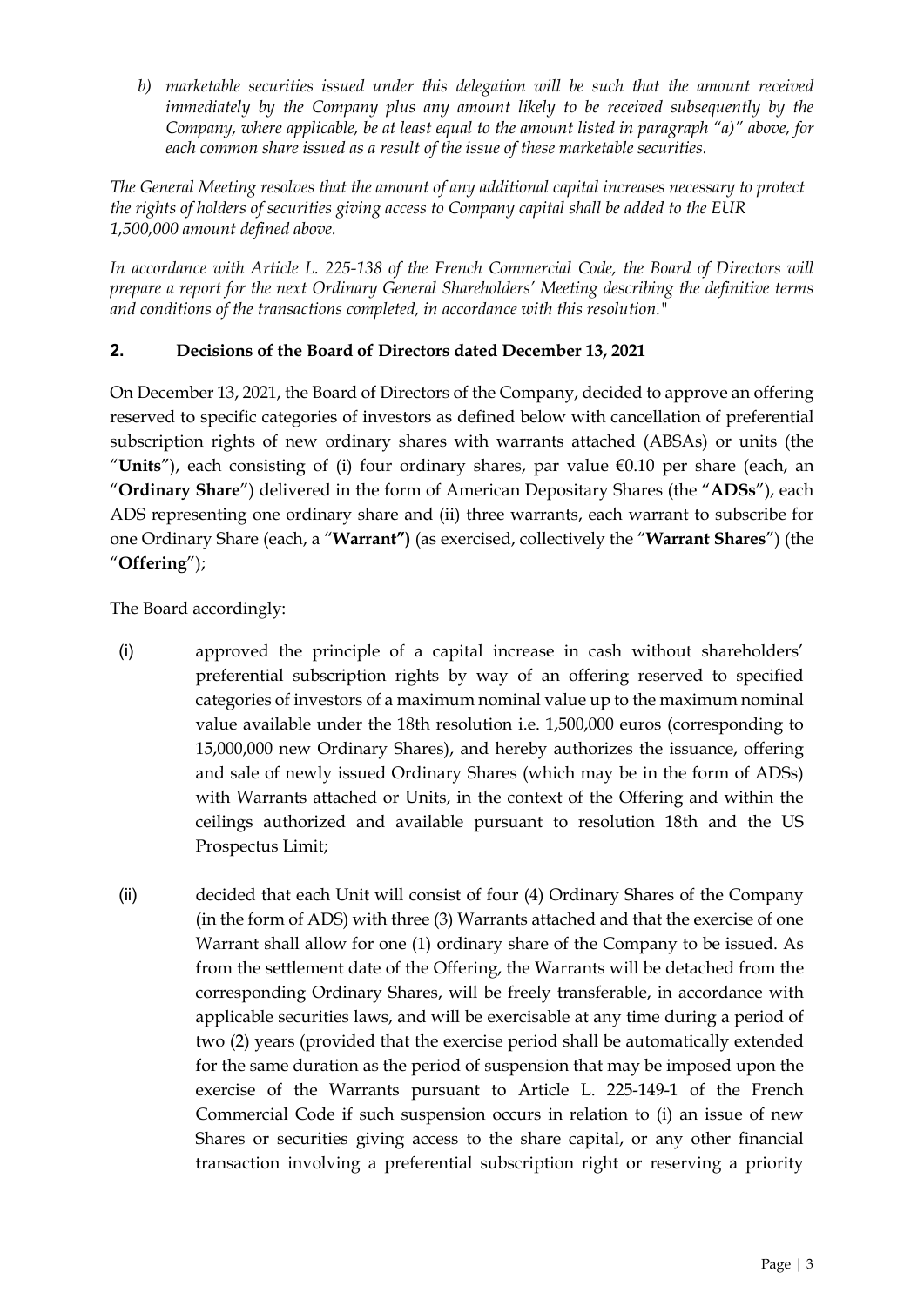*b) marketable securities issued under this delegation will be such that the amount received immediately by the Company plus any amount likely to be received subsequently by the Company, where applicable, be at least equal to the amount listed in paragraph "a)" above, for each common share issued as a result of the issue of these marketable securities.*

*The General Meeting resolves that the amount of any additional capital increases necessary to protect the rights of holders of securities giving access to Company capital shall be added to the EUR 1,500,000 amount defined above.*

*In accordance with Article L. 225-138 of the French Commercial Code, the Board of Directors will prepare a report for the next Ordinary General Shareholders' Meeting describing the definitive terms and conditions of the transactions completed, in accordance with this resolution."*

## 2. Decisions of the Board of Directors dated December 13, 2021

On December 13, 2021, the Board of Directors of the Company, decided to approve an offering reserved to specific categories of investors as defined below with cancellation of preferential subscription rights of new ordinary shares with warrants attached (ABSAs) or units (the "**Units**"), each consisting of (i) four ordinary shares, par value €0.10 per share (each, an "**Ordinary Share**") delivered in the form of American Depositary Shares (the "**ADSs**"), each ADS representing one ordinary share and (ii) three warrants, each warrant to subscribe for one Ordinary Share (each, a "**Warrant")** (as exercised, collectively the "**Warrant Shares**") (the "**Offering**");

The Board accordingly:

(i) approved the principle of a capital increase in cash without shareholders' preferential subscription rights by way of an offering reserved to specified categories of investors of a maximum nominal value up to the maximum nominal value available under the 18th resolution i.e. 1,500,000 euros (corresponding to 15,000,000 new Ordinary Shares), and hereby authorizes the issuance, offering and sale of newly issued Ordinary Shares (which may be in the form of ADSs) with Warrants attached or Units, in the context of the Offering and within the ceilings authorized and available pursuant to resolution 18th and the US Prospectus Limit;

(ii) decided that each Unit will consist of four (4) Ordinary Shares of the Company (in the form of ADS) with three (3) Warrants attached and that the exercise of one Warrant shall allow for one (1) ordinary share of the Company to be issued. As from the settlement date of the Offering, the Warrants will be detached from the corresponding Ordinary Shares, will be freely transferable, in accordance with applicable securities laws, and will be exercisable at any time during a period of two (2) years (provided that the exercise period shall be automatically extended for the same duration as the period of suspension that may be imposed upon the exercise of the Warrants pursuant to Article L. 225-149-1 of the French Commercial Code if such suspension occurs in relation to (i) an issue of new Shares or securities giving access to the share capital, or any other financial transaction involving a preferential subscription right or reserving a priority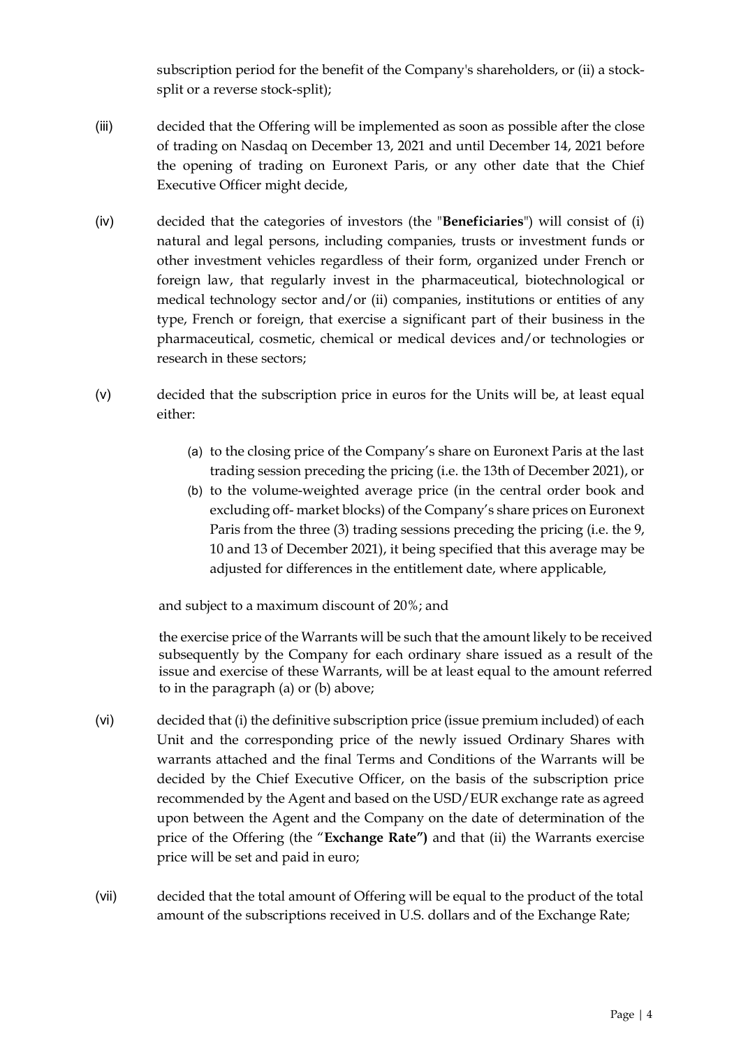subscription period for the benefit of the Company's shareholders, or (ii) a stock-split or a reverse stock-split);

(iii) decided that the Offering will be implemented as soon as possible after the close of trading on Nasdaq on December 13, 2021 and until December 14, 2021 before the opening of trading on Euronext Paris, or any other date that the Chief Executive Officer might decide,

(iv) decided that the categories of investors (the "**Beneficiaries**") will consist of (i) natural and legal persons, including companies, trusts or investment funds or other investment vehicles regardless of their form, organized under French or foreign law, that regularly invest in the pharmaceutical, biotechnological or medical technology sector and/or (ii) companies, institutions or entities of any type, French or foreign, that exercise a significant part of their business in the pharmaceutical, cosmetic, chemical or medical devices and/or technologies or research in these sectors;

(v) decided that the subscription price in euros for the Units will be, at least equal either:

(a) to the closing price of the Company's share on Euronext Paris at the last trading session preceding the pricing (i.e. the 13th of December 2021), or

(b) to the volume-weighted average price (in the central order book and excluding off- market blocks) of the Company's share prices on Euronext Paris from the three (3) trading sessions preceding the pricing (i.e. the 9, 10 and 13 of December 2021), it being specified that this average may be adjusted for differences in the entitlement date, where applicable,

and subject to a maximum discount of 20%; and

the exercise price of the Warrants will be such that the amount likely to be received subsequently by the Company for each ordinary share issued as a result of the issue and exercise of these Warrants, will be at least equal to the amount referred to in the paragraph (a) or (b) above;

(vi) decided that (i) the definitive subscription price (issue premium included) of each Unit and the corresponding price of the newly issued Ordinary Shares with warrants attached and the final Terms and Conditions of the Warrants will be decided by the Chief Executive Officer, on the basis of the subscription price recommended by the Agent and based on the USD/EUR exchange rate as agreed upon between the Agent and the Company on the date of determination of the price of the Offering (the "**Exchange Rate")** and that (ii) the Warrants exercise price will be set and paid in euro;

(vii) decided that the total amount of Offering will be equal to the product of the total amount of the subscriptions received in U.S. dollars and of the Exchange Rate;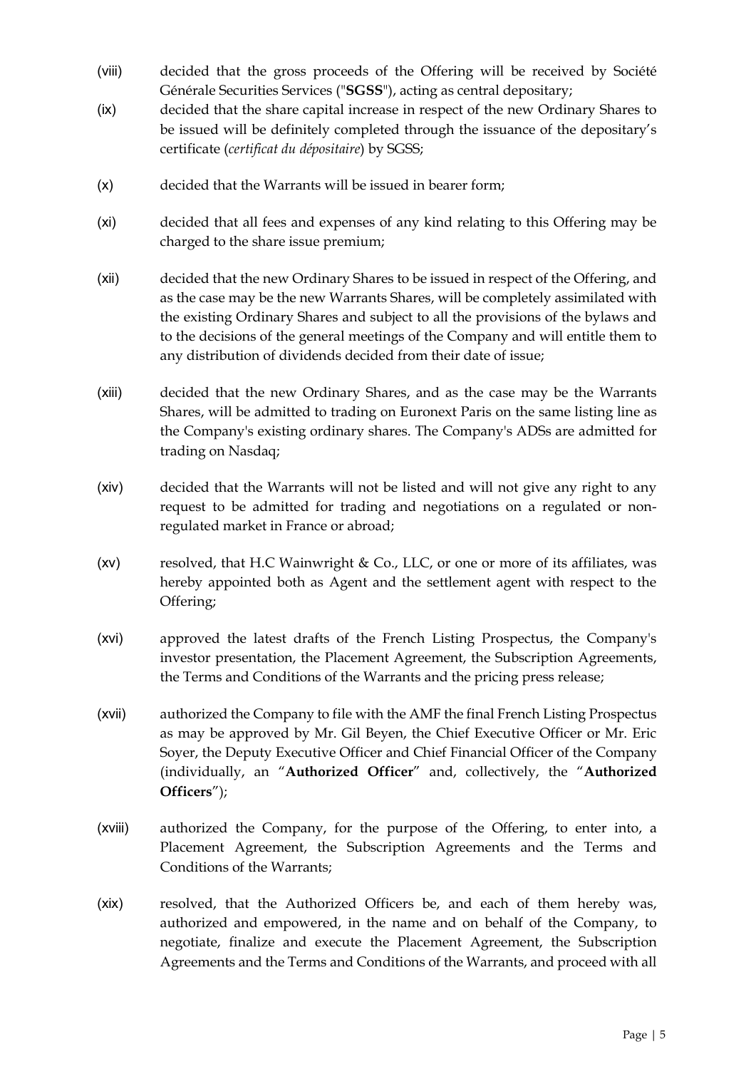(viii) decided that the gross proceeds of the Offering will be received by Société Générale Securities Services ("**SGSS**"), acting as central depositary;

(ix) decided that the share capital increase in respect of the new Ordinary Shares to be issued will be definitely completed through the issuance of the depositary's certificate (*certificat du dépositaire*) by SGSS;

(x) decided that the Warrants will be issued in bearer form;

(xi) decided that all fees and expenses of any kind relating to this Offering may be charged to the share issue premium;

(xii) decided that the new Ordinary Shares to be issued in respect of the Offering, and as the case may be the new Warrants Shares, will be completely assimilated with the existing Ordinary Shares and subject to all the provisions of the bylaws and to the decisions of the general meetings of the Company and will entitle them to any distribution of dividends decided from their date of issue;

(xiii) decided that the new Ordinary Shares, and as the case may be the Warrants Shares, will be admitted to trading on Euronext Paris on the same listing line as the Company's existing ordinary shares. The Company's ADSs are admitted for trading on Nasdaq;

(xiv) decided that the Warrants will not be listed and will not give any right to any request to be admitted for trading and negotiations on a regulated or non-regulated market in France or abroad;

(xv) resolved, that H.C Wainwright & Co., LLC, or one or more of its affiliates, was hereby appointed both as Agent and the settlement agent with respect to the Offering;

(xvi) approved the latest drafts of the French Listing Prospectus, the Company's investor presentation, the Placement Agreement, the Subscription Agreements, the Terms and Conditions of the Warrants and the pricing press release;

(xvii) authorized the Company to file with the AMF the final French Listing Prospectus as may be approved by Mr. Gil Beyen, the Chief Executive Officer or Mr. Eric Soyer, the Deputy Executive Officer and Chief Financial Officer of the Company (individually, an "**Authorized Officer**" and, collectively, the "**Authorized Officers**");

(xviii) authorized the Company, for the purpose of the Offering, to enter into, a Placement Agreement, the Subscription Agreements and the Terms and Conditions of the Warrants;

(xix) resolved, that the Authorized Officers be, and each of them hereby was, authorized and empowered, in the name and on behalf of the Company, to negotiate, finalize and execute the Placement Agreement, the Subscription Agreements and the Terms and Conditions of the Warrants, and proceed with all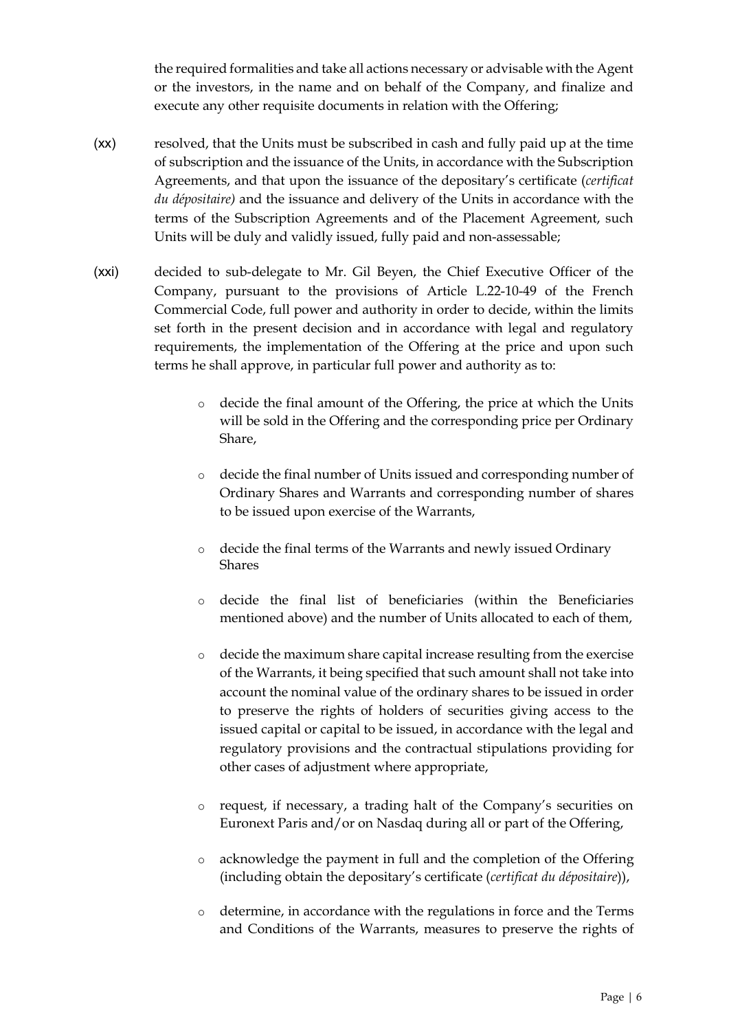the required formalities and take all actions necessary or advisable with the Agent or the investors, in the name and on behalf of the Company, and finalize and execute any other requisite documents in relation with the Offering;

(xx) resolved, that the Units must be subscribed in cash and fully paid up at the time of subscription and the issuance of the Units, in accordance with the Subscription Agreements, and that upon the issuance of the depositary's certificate (*certificat du dépositaire)* and the issuance and delivery of the Units in accordance with the terms of the Subscription Agreements and of the Placement Agreement, such Units will be duly and validly issued, fully paid and non-assessable;

(xxi) decided to sub-delegate to Mr. Gil Beyen, the Chief Executive Officer of the Company, pursuant to the provisions of Article L.22-10-49 of the French Commercial Code, full power and authority in order to decide, within the limits set forth in the present decision and in accordance with legal and regulatory requirements, the implementation of the Offering at the price and upon such terms he shall approve, in particular full power and authority as to:

- decide the final amount of the Offering, the price at which the Units will be sold in the Offering and the corresponding price per Ordinary Share,
- decide the final number of Units issued and corresponding number of Ordinary Shares and Warrants and corresponding number of shares to be issued upon exercise of the Warrants,
- decide the final terms of the Warrants and newly issued Ordinary Shares
- decide the final list of beneficiaries (within the Beneficiaries mentioned above) and the number of Units allocated to each of them,
- decide the maximum share capital increase resulting from the exercise of the Warrants, it being specified that such amount shall not take into account the nominal value of the ordinary shares to be issued in order to preserve the rights of holders of securities giving access to the issued capital or capital to be issued, in accordance with the legal and regulatory provisions and the contractual stipulations providing for other cases of adjustment where appropriate,
- request, if necessary, a trading halt of the Company's securities on Euronext Paris and/or on Nasdaq during all or part of the Offering,
- acknowledge the payment in full and the completion of the Offering (including obtain the depositary's certificate (*certificat du dépositaire*)),
- determine, in accordance with the regulations in force and the Terms and Conditions of the Warrants, measures to preserve the rights of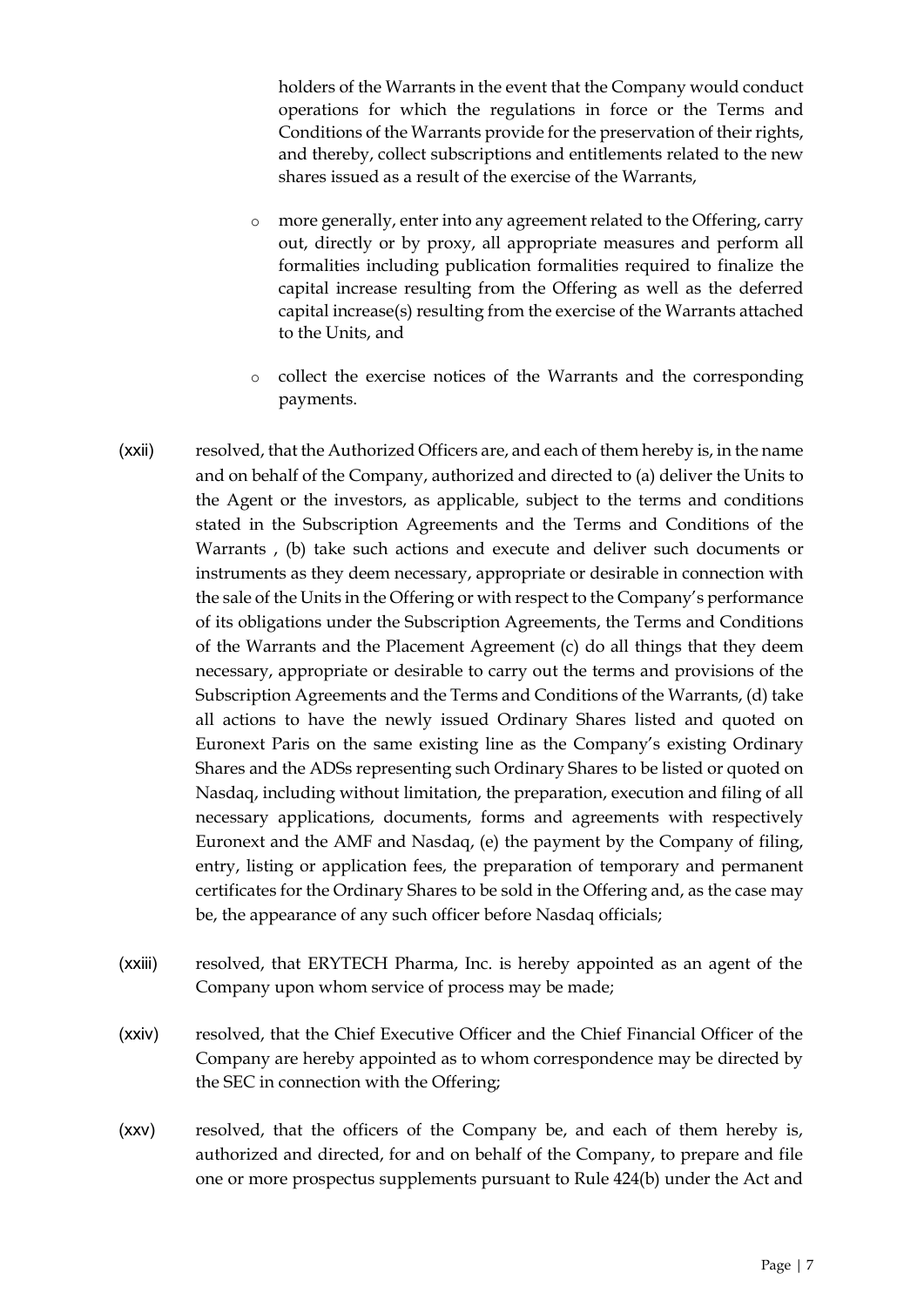holders of the Warrants in the event that the Company would conduct operations for which the regulations in force or the Terms and Conditions of the Warrants provide for the preservation of their rights, and thereby, collect subscriptions and entitlements related to the new shares issued as a result of the exercise of the Warrants,

- more generally, enter into any agreement related to the Offering, carry out, directly or by proxy, all appropriate measures and perform all formalities including publication formalities required to finalize the capital increase resulting from the Offering as well as the deferred capital increase(s) resulting from the exercise of the Warrants attached to the Units, and
- collect the exercise notices of the Warrants and the corresponding payments.

(xxii) resolved, that the Authorized Officers are, and each of them hereby is, in the name and on behalf of the Company, authorized and directed to (a) deliver the Units to the Agent or the investors, as applicable, subject to the terms and conditions stated in the Subscription Agreements and the Terms and Conditions of the Warrants , (b) take such actions and execute and deliver such documents or instruments as they deem necessary, appropriate or desirable in connection with the sale of the Units in the Offering or with respect to the Company's performance of its obligations under the Subscription Agreements, the Terms and Conditions of the Warrants and the Placement Agreement (c) do all things that they deem necessary, appropriate or desirable to carry out the terms and provisions of the Subscription Agreements and the Terms and Conditions of the Warrants, (d) take all actions to have the newly issued Ordinary Shares listed and quoted on Euronext Paris on the same existing line as the Company's existing Ordinary Shares and the ADSs representing such Ordinary Shares to be listed or quoted on Nasdaq, including without limitation, the preparation, execution and filing of all necessary applications, documents, forms and agreements with respectively Euronext and the AMF and Nasdaq, (e) the payment by the Company of filing, entry, listing or application fees, the preparation of temporary and permanent certificates for the Ordinary Shares to be sold in the Offering and, as the case may be, the appearance of any such officer before Nasdaq officials;

(xxiii) resolved, that ERYTECH Pharma, Inc. is hereby appointed as an agent of the Company upon whom service of process may be made;

(xxiv) resolved, that the Chief Executive Officer and the Chief Financial Officer of the Company are hereby appointed as to whom correspondence may be directed by the SEC in connection with the Offering;

(xxv) resolved, that the officers of the Company be, and each of them hereby is, authorized and directed, for and on behalf of the Company, to prepare and file one or more prospectus supplements pursuant to Rule 424(b) under the Act and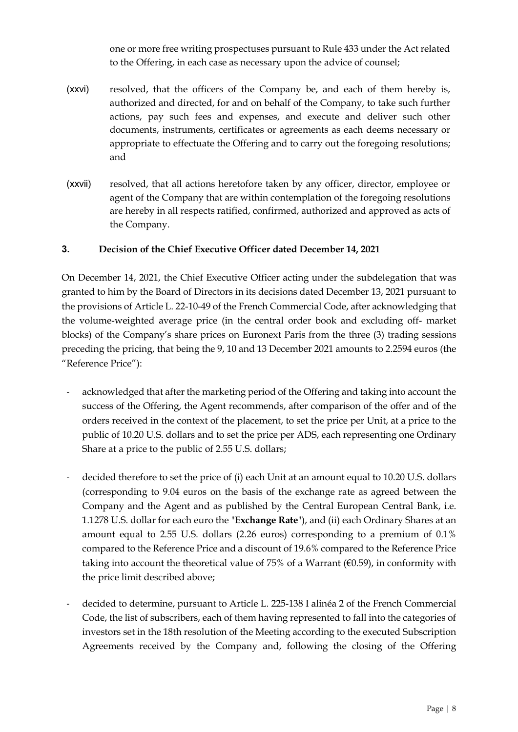one or more free writing prospectuses pursuant to Rule 433 under the Act related to the Offering, in each case as necessary upon the advice of counsel;

(xxvi) resolved, that the officers of the Company be, and each of them hereby is, authorized and directed, for and on behalf of the Company, to take such further actions, pay such fees and expenses, and execute and deliver such other documents, instruments, certificates or agreements as each deems necessary or appropriate to effectuate the Offering and to carry out the foregoing resolutions; and

(xxvii) resolved, that all actions heretofore taken by any officer, director, employee or agent of the Company that are within contemplation of the foregoing resolutions are hereby in all respects ratified, confirmed, authorized and approved as acts of the Company.

## 3. Decision of the Chief Executive Officer dated December 14, 2021

On December 14, 2021, the Chief Executive Officer acting under the subdelegation that was granted to him by the Board of Directors in its decisions dated December 13, 2021 pursuant to the provisions of Article L. 22-10-49 of the French Commercial Code, after acknowledging that the volume-weighted average price (in the central order book and excluding off- market blocks) of the Company's share prices on Euronext Paris from the three (3) trading sessions preceding the pricing, that being the 9, 10 and 13 December 2021 amounts to 2.2594 euros (the "Reference Price"):

- acknowledged that after the marketing period of the Offering and taking into account the success of the Offering, the Agent recommends, after comparison of the offer and of the orders received in the context of the placement, to set the price per Unit, at a price to the public of 10.20 U.S. dollars and to set the price per ADS, each representing one Ordinary Share at a price to the public of 2.55 U.S. dollars;

- decided therefore to set the price of (i) each Unit at an amount equal to 10.20 U.S. dollars (corresponding to 9.04 euros on the basis of the exchange rate as agreed between the Company and the Agent and as published by the Central European Central Bank, i.e. 1.1278 U.S. dollar for each euro the "**Exchange Rate**"), and (ii) each Ordinary Shares at an amount equal to 2.55 U.S. dollars (2.26 euros) corresponding to a premium of 0.1% compared to the Reference Price and a discount of 19.6% compared to the Reference Price taking into account the theoretical value of 75% of a Warrant (€0.59), in conformity with the price limit described above;

- decided to determine, pursuant to Article L. 225-138 I alinéa 2 of the French Commercial Code, the list of subscribers, each of them having represented to fall into the categories of investors set in the 18th resolution of the Meeting according to the executed Subscription Agreements received by the Company and, following the closing of the Offering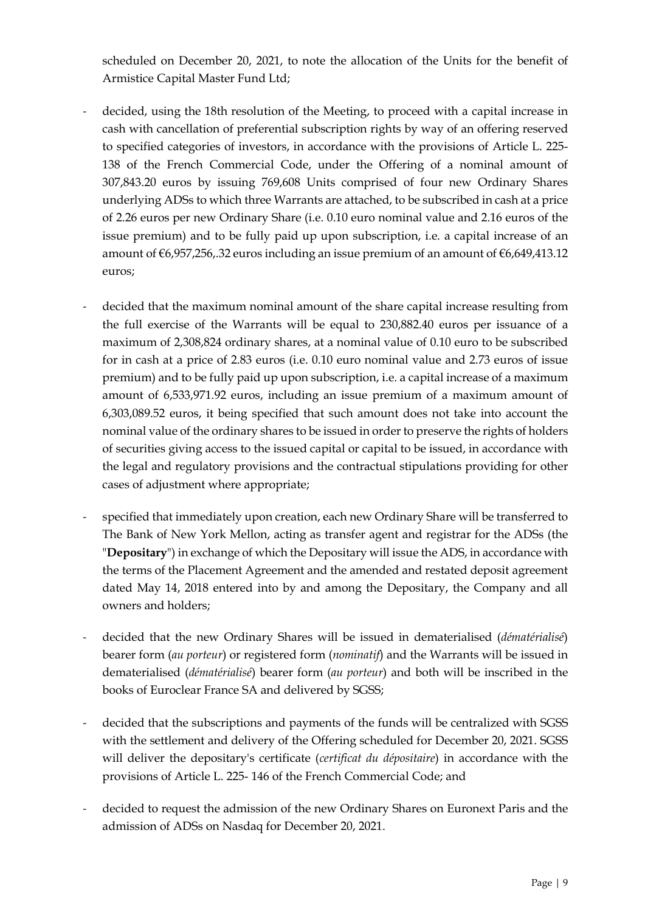scheduled on December 20, 2021, to note the allocation of the Units for the benefit of Armistice Capital Master Fund Ltd;

- decided, using the 18th resolution of the Meeting, to proceed with a capital increase in cash with cancellation of preferential subscription rights by way of an offering reserved to specified categories of investors, in accordance with the provisions of Article L. 225-138 of the French Commercial Code, under the Offering of a nominal amount of 307,843.20 euros by issuing 769,608 Units comprised of four new Ordinary Shares underlying ADSs to which three Warrants are attached, to be subscribed in cash at a price of 2.26 euros per new Ordinary Share (i.e. 0.10 euro nominal value and 2.16 euros of the issue premium) and to be fully paid up upon subscription, i.e. a capital increase of an amount of €6,957,256,.32 euros including an issue premium of an amount of €6,649,413.12 euros;

- decided that the maximum nominal amount of the share capital increase resulting from the full exercise of the Warrants will be equal to 230,882.40 euros per issuance of a maximum of 2,308,824 ordinary shares, at a nominal value of 0.10 euro to be subscribed for in cash at a price of 2.83 euros (i.e. 0.10 euro nominal value and 2.73 euros of issue premium) and to be fully paid up upon subscription, i.e. a capital increase of a maximum amount of 6,533,971.92 euros, including an issue premium of a maximum amount of 6,303,089.52 euros, it being specified that such amount does not take into account the nominal value of the ordinary shares to be issued in order to preserve the rights of holders of securities giving access to the issued capital or capital to be issued, in accordance with the legal and regulatory provisions and the contractual stipulations providing for other cases of adjustment where appropriate;

- specified that immediately upon creation, each new Ordinary Share will be transferred to The Bank of New York Mellon, acting as transfer agent and registrar for the ADSs (the "**Depositary**") in exchange of which the Depositary will issue the ADS, in accordance with the terms of the Placement Agreement and the amended and restated deposit agreement dated May 14, 2018 entered into by and among the Depositary, the Company and all owners and holders;

- decided that the new Ordinary Shares will be issued in dematerialised (*dématérialisé*) bearer form (*au porteur*) or registered form (*nominatif*) and the Warrants will be issued in dematerialised (*dématérialisé*) bearer form (*au porteur*) and both will be inscribed in the books of Euroclear France SA and delivered by SGSS;

- decided that the subscriptions and payments of the funds will be centralized with SGSS with the settlement and delivery of the Offering scheduled for December 20, 2021. SGSS will deliver the depositary's certificate (*certificat du dépositaire*) in accordance with the provisions of Article L. 225- 146 of the French Commercial Code; and

- decided to request the admission of the new Ordinary Shares on Euronext Paris and the admission of ADSs on Nasdaq for December 20, 2021.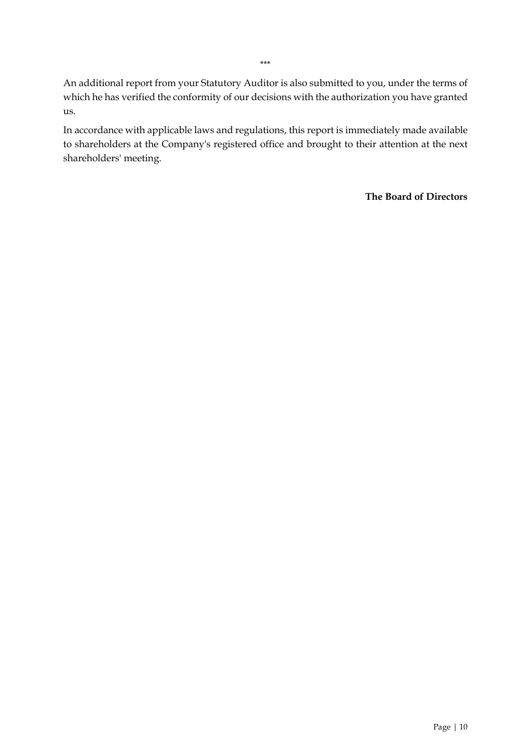***

An additional report from your Statutory Auditor is also submitted to you, under the terms of which he has verified the conformity of our decisions with the authorization you have granted us.

In accordance with applicable laws and regulations, this report is immediately made available to shareholders at the Company's registered office and brought to their attention at the next shareholders' meeting.

**The Board of Directors**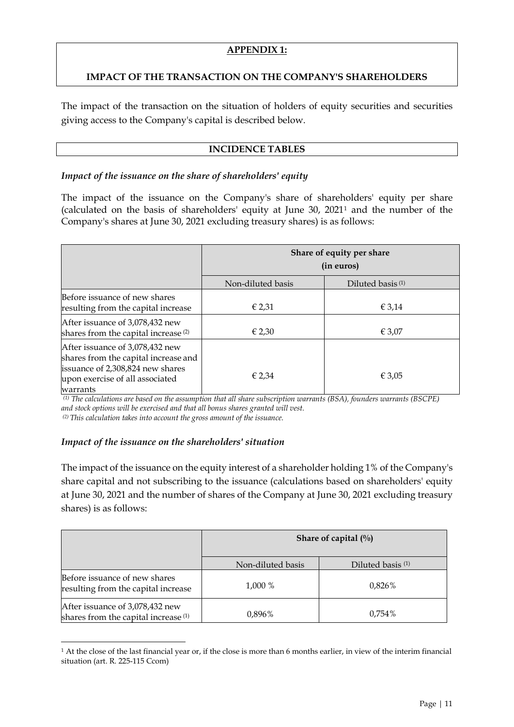**APPENDIX 1:**

**IMPACT OF THE TRANSACTION ON THE COMPANY'S SHAREHOLDERS**

The impact of the transaction on the situation of holders of equity securities and securities giving access to the Company's capital is described below.

**INCIDENCE TABLES**

***Impact of the issuance on the share of shareholders' equity***

The impact of the issuance on the Company's share of shareholders' equity per share (calculated on the basis of shareholders' equity at June 30, 2021[1] and the number of the Company's shares at June 30, 2021 excluding treasury shares) is as follows:

| | **Share of equity per share (in euros)** | |
|---|---|---|
| | Non-diluted basis | Diluted basis [(1)] |
| Before issuance of new shares resulting from the capital increase | € 2,31 | € 3,14 |
| After issuance of 3,078,432 new shares from the capital increase [(2)] | € 2,30 | € 3,07 |
| After issuance of 3,078,432 new shares from the capital increase and issuance of 2,308,824 new shares upon exercise of all associated warrants | € 2,34 | € 3,05 |

*[(1)] The calculations are based on the assumption that all share subscription warrants (BSA), founders warrants (BSCPE) and stock options will be exercised and that all bonus shares granted will vest.*
*[(2)] This calculation takes into account the gross amount of the issuance.*

***Impact of the issuance on the shareholders' situation***

The impact of the issuance on the equity interest of a shareholder holding 1% of the Company's share capital and not subscribing to the issuance (calculations based on shareholders' equity at June 30, 2021 and the number of shares of the Company at June 30, 2021 excluding treasury shares) is as follows:

| | **Share of capital (%)** | |
|---|---|---|
| | Non-diluted basis | Diluted basis [(1)] |
| Before issuance of new shares resulting from the capital increase | 1,000 % | 0,826% |
| After issuance of 3,078,432 new shares from the capital increase [(1)] | 0,896% | 0,754% |

[1] At the close of the last financial year or, if the close is more than 6 months earlier, in view of the interim financial situation (art. R. 225-115 Ccom)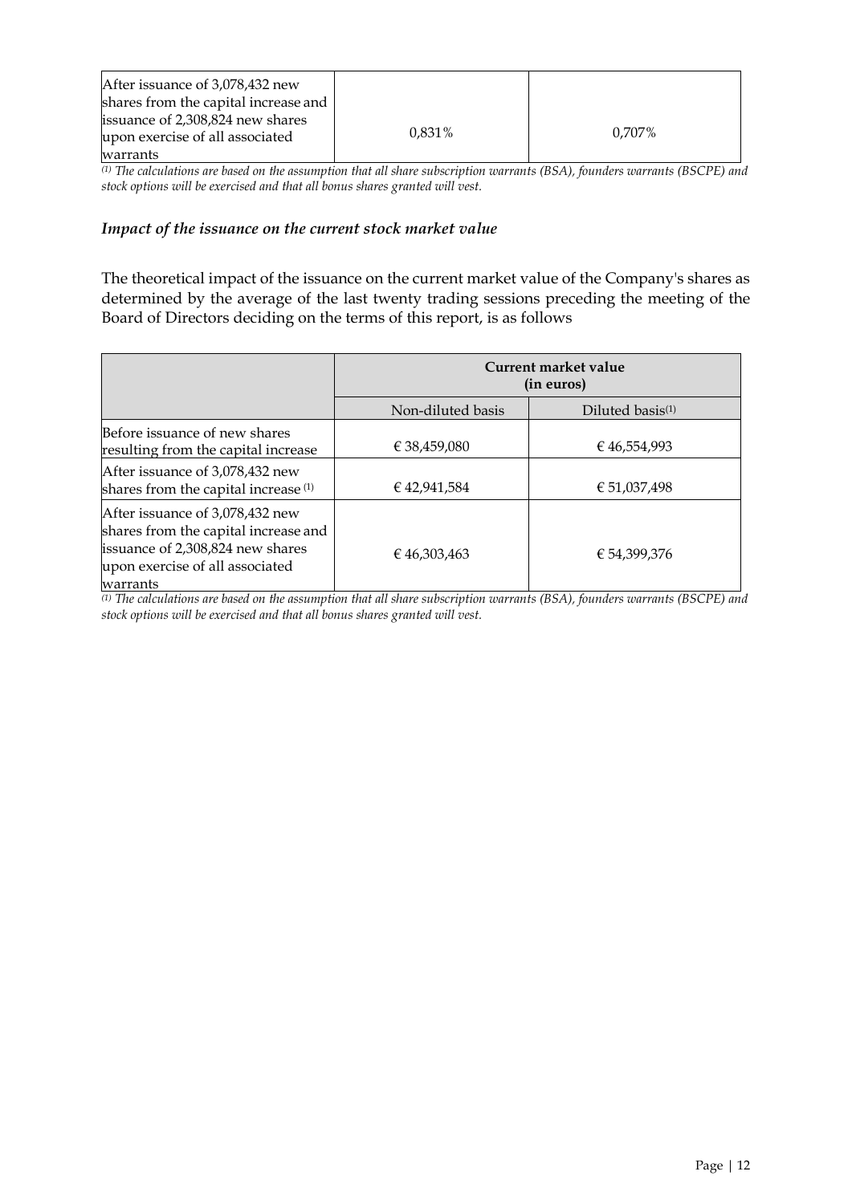| | | |
| --- | --- | --- |
| After issuance of 3,078,432 new shares from the capital increase and issuance of 2,308,824 new shares upon exercise of all associated warrants | 0,831% | 0,707% |

[(1)] *The calculations are based on the assumption that all share subscription warrants (BSA), founders warrants (BSCPE) and stock options will be exercised and that all bonus shares granted will vest.*

### *Impact of the issuance on the current stock market value*

The theoretical impact of the issuance on the current market value of the Company's shares as determined by the average of the last twenty trading sessions preceding the meeting of the Board of Directors deciding on the terms of this report, is as follows

| | **Current market value (in euros)** | |
| --- | --- | --- |
| | Non-diluted basis | Diluted basis[(1)] |
| Before issuance of new shares resulting from the capital increase | € 38,459,080 | € 46,554,993 |
| After issuance of 3,078,432 new shares from the capital increase [(1)] | € 42,941,584 | € 51,037,498 |
| After issuance of 3,078,432 new shares from the capital increase and issuance of 2,308,824 new shares upon exercise of all associated warrants | € 46,303,463 | € 54,399,376 |

[(1)] *The calculations are based on the assumption that all share subscription warrants (BSA), founders warrants (BSCPE) and stock options will be exercised and that all bonus shares granted will vest.*